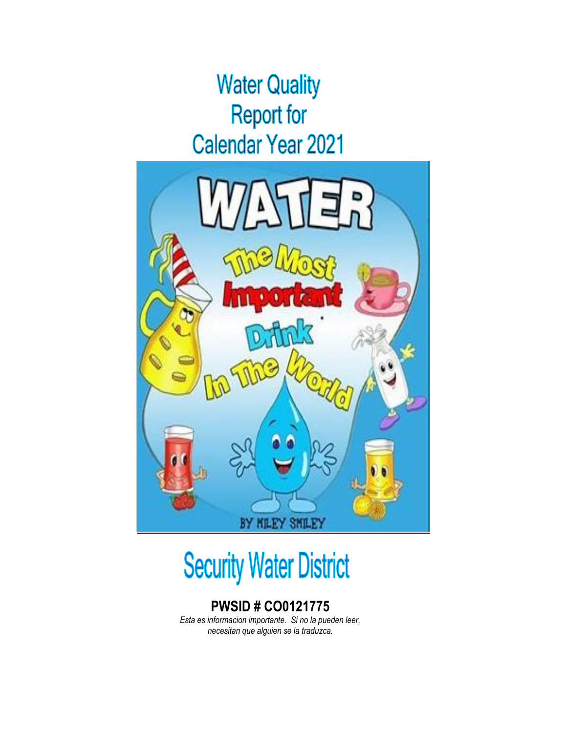# Water Quality Report for Calendar Year 2021

# Security Water District

**PWSID # CO0121775**

*Esta es informacion importante. Si no la pueden leer, necesitan que alguien se la traduzca.*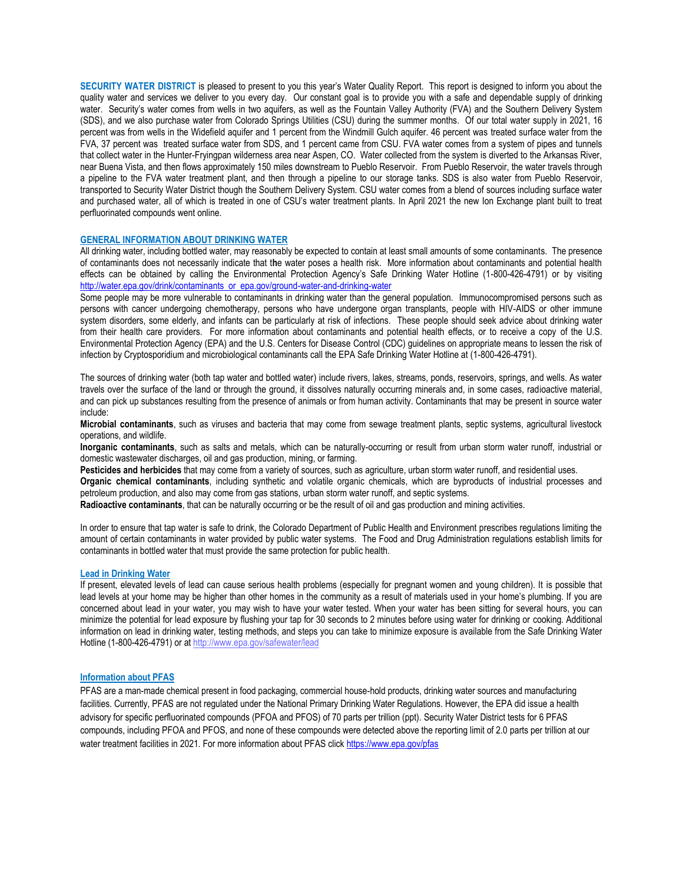**SECURITY WATER DISTRICT** is pleased to present to you this year's Water Quality Report. This report is designed to inform you about the quality water and services we deliver to you every day. Our constant goal is to provide you with a safe and dependable supply of drinking water. Security's water comes from wells in two aquifers, as well as the Fountain Valley Authority (FVA) and the Southern Delivery System (SDS), and we also purchase water from Colorado Springs Utilities (CSU) during the summer months. Of our total water supply in 2021, 16 percent was from wells in the Widefield aquifer and 1 percent from the Windmill Gulch aquifer. 46 percent was treated surface water from the FVA, 37 percent was treated surface water from SDS, and 1 percent came from CSU. FVA water comes from a system of pipes and tunnels that collect water in the Hunter-Fryingpan wilderness area near Aspen, CO. Water collected from the system is diverted to the Arkansas River, near Buena Vista, and then flows approximately 150 miles downstream to Pueblo Reservoir. From Pueblo Reservoir, the water travels through a pipeline to the FVA water treatment plant, and then through a pipeline to our storage tanks. SDS is also water from Pueblo Reservoir, transported to Security Water District though the Southern Delivery System. CSU water comes from a blend of sources including surface water and purchased water, all of which is treated in one of CSU's water treatment plants. In April 2021 the new Ion Exchange plant built to treat perfluorinated compounds went online.

## GENERAL INFORMATION ABOUT DRINKING WATER

All drinking water, including bottled water, may reasonably be expected to contain at least small amounts of some contaminants. The presence of contaminants does not necessarily indicate that the water poses a health risk. More information about contaminants and potential health effects can be obtained by calling the Environmental Protection Agency's Safe Drinking Water Hotline (1-800-426-4791) or by visiting http://water.epa.gov/drink/contaminants or epa.gov/ground-water-and-drinking-water

Some people may be more vulnerable to contaminants in drinking water than the general population. Immunocompromised persons such as persons with cancer undergoing chemotherapy, persons who have undergone organ transplants, people with HIV-AIDS or other immune system disorders, some elderly, and infants can be particularly at risk of infections. These people should seek advice about drinking water from their health care providers. For more information about contaminants and potential health effects, or to receive a copy of the U.S. Environmental Protection Agency (EPA) and the U.S. Centers for Disease Control (CDC) guidelines on appropriate means to lessen the risk of infection by Cryptosporidium and microbiological contaminants call the EPA Safe Drinking Water Hotline at (1-800-426-4791).

The sources of drinking water (both tap water and bottled water) include rivers, lakes, streams, ponds, reservoirs, springs, and wells. As water travels over the surface of the land or through the ground, it dissolves naturally occurring minerals and, in some cases, radioactive material, and can pick up substances resulting from the presence of animals or from human activity. Contaminants that may be present in source water include:

**Microbial contaminants**, such as viruses and bacteria that may come from sewage treatment plants, septic systems, agricultural livestock operations, and wildlife.

**Inorganic contaminants**, such as salts and metals, which can be naturally-occurring or result from urban storm water runoff, industrial or domestic wastewater discharges, oil and gas production, mining, or farming.

**Pesticides and herbicides** that may come from a variety of sources, such as agriculture, urban storm water runoff, and residential uses.

**Organic chemical contaminants**, including synthetic and volatile organic chemicals, which are byproducts of industrial processes and petroleum production, and also may come from gas stations, urban storm water runoff, and septic systems.

**Radioactive contaminants**, that can be naturally occurring or be the result of oil and gas production and mining activities.

In order to ensure that tap water is safe to drink, the Colorado Department of Public Health and Environment prescribes regulations limiting the amount of certain contaminants in water provided by public water systems. The Food and Drug Administration regulations establish limits for contaminants in bottled water that must provide the same protection for public health.

## Lead in Drinking Water

If present, elevated levels of lead can cause serious health problems (especially for pregnant women and young children). It is possible that lead levels at your home may be higher than other homes in the community as a result of materials used in your home's plumbing. If you are concerned about lead in your water, you may wish to have your water tested. When your water has been sitting for several hours, you can minimize the potential for lead exposure by flushing your tap for 30 seconds to 2 minutes before using water for drinking or cooking. Additional information on lead in drinking water, testing methods, and steps you can take to minimize exposure is available from the Safe Drinking Water Hotline (1-800-426-4791) or at http://www.epa.gov/safewater/lead

## Information about PFAS

PFAS are a man-made chemical present in food packaging, commercial house-hold products, drinking water sources and manufacturing facilities. Currently, PFAS are not regulated under the National Primary Drinking Water Regulations. However, the EPA did issue a health advisory for specific perfluorinated compounds (PFOA and PFOS) of 70 parts per trillion (ppt). Security Water District tests for 6 PFAS compounds, including PFOA and PFOS, and none of these compounds were detected above the reporting limit of 2.0 parts per trillion at our water treatment facilities in 2021. For more information about PFAS click https://www.epa.gov/pfas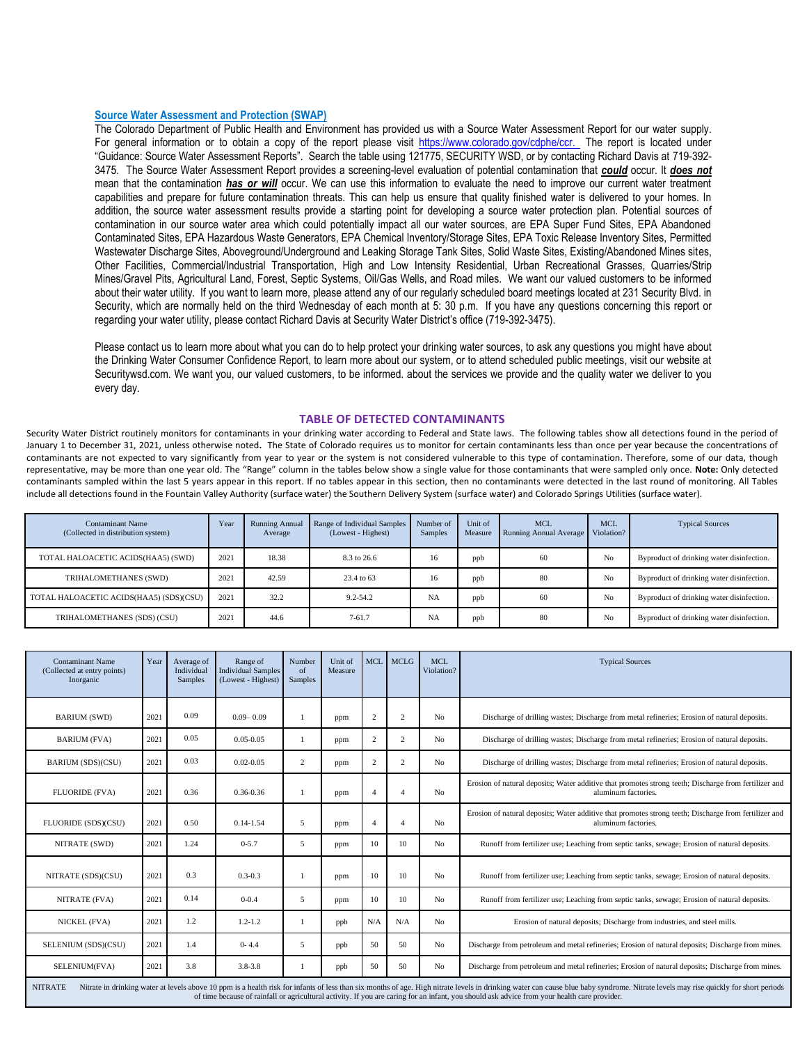## Source Water Assessment and Protection (SWAP)

The Colorado Department of Public Health and Environment has provided us with a Source Water Assessment Report for our water supply. For general information or to obtain a copy of the report please visit https://www.colorado.gov/cdphe/ccr. The report is located under "Guidance: Source Water Assessment Reports". Search the table using 121775, SECURITY WSD, or by contacting Richard Davis at 719-392-3475. The Source Water Assessment Report provides a screening-level evaluation of potential contamination that ***could*** occur. It ***does not*** mean that the contamination ***has or will*** occur. We can use this information to evaluate the need to improve our current water treatment capabilities and prepare for future contamination threats. This can help us ensure that quality finished water is delivered to your homes. In addition, the source water assessment results provide a starting point for developing a source water protection plan. Potential sources of contamination in our source water area which could potentially impact all our water sources, are EPA Super Fund Sites, EPA Abandoned Contaminated Sites, EPA Hazardous Waste Generators, EPA Chemical Inventory/Storage Sites, EPA Toxic Release Inventory Sites, Permitted Wastewater Discharge Sites, Aboveground/Underground and Leaking Storage Tank Sites, Solid Waste Sites, Existing/Abandoned Mines sites, Other Facilities, Commercial/Industrial Transportation, High and Low Intensity Residential, Urban Recreational Grasses, Quarries/Strip Mines/Gravel Pits, Agricultural Land, Forest, Septic Systems, Oil/Gas Wells, and Road miles. We want our valued customers to be informed about their water utility. If you want to learn more, please attend any of our regularly scheduled board meetings located at 231 Security Blvd. in Security, which are normally held on the third Wednesday of each month at 5: 30 p.m. If you have any questions concerning this report or regarding your water utility, please contact Richard Davis at Security Water District's office (719-392-3475).

Please contact us to learn more about what you can do to help protect your drinking water sources, to ask any questions you might have about the Drinking Water Consumer Confidence Report, to learn more about our system, or to attend scheduled public meetings, visit our website at Securitywsd.com. We want you, our valued customers, to be informed. about the services we provide and the quality water we deliver to you every day.

## TABLE OF DETECTED CONTAMINANTS

Security Water District routinely monitors for contaminants in your drinking water according to Federal and State laws. The following tables show all detections found in the period of January 1 to December 31, 2021, unless otherwise noted**.** The State of Colorado requires us to monitor for certain contaminants less than once per year because the concentrations of contaminants are not expected to vary significantly from year to year or the system is not considered vulnerable to this type of contamination. Therefore, some of our data, though representative, may be more than one year old. The "Range" column in the tables below show a single value for those contaminants that were sampled only once. **Note:** Only detected contaminants sampled within the last 5 years appear in this report. If no tables appear in this section, then no contaminants were detected in the last round of monitoring. All Tables include all detections found in the Fountain Valley Authority (surface water) the Southern Delivery System (surface water) and Colorado Springs Utilities (surface water).

| Contaminant Name (Collected in distribution system) | Year | Running Annual Average | Range of Individual Samples (Lowest - Highest) | Number of Samples | Unit of Measure | MCL Running Annual Average | MCL Violation? | Typical Sources |
|---|---|---|---|---|---|---|---|---|
| TOTAL HALOACETIC ACIDS(HAA5) (SWD) | 2021 | 18.38 | 8.3 to 26.6 | 16 | ppb | 60 | No | Byproduct of drinking water disinfection. |
| TRIHALOMETHANES (SWD) | 2021 | 42.59 | 23.4 to 63 | 16 | ppb | 80 | No | Byproduct of drinking water disinfection. |
| TOTAL HALOACETIC ACIDS(HAA5) (SDS)(CSU) | 2021 | 32.2 | 9.2-54.2 | NA | ppb | 60 | No | Byproduct of drinking water disinfection. |
| TRIHALOMETHANES (SDS) (CSU) | 2021 | 44.6 | 7-61.7 | NA | ppb | 80 | No | Byproduct of drinking water disinfection. |

| Contaminant Name (Collected at entry points) Inorganic | Year | Average of Individual Samples | Range of Individual Samples (Lowest - Highest) | Number of Samples | Unit of Measure | MCL | MCLG | MCL Violation? | Typical Sources |
|---|---|---|---|---|---|---|---|---|---|
| BARIUM (SWD) | 2021 | 0.09 | 0.09– 0.09 | 1 | ppm | 2 | 2 | No | Discharge of drilling wastes; Discharge from metal refineries; Erosion of natural deposits. |
| BARIUM (FVA) | 2021 | 0.05 | 0.05-0.05 | 1 | ppm | 2 | 2 | No | Discharge of drilling wastes; Discharge from metal refineries; Erosion of natural deposits. |
| BARIUM (SDS)(CSU) | 2021 | 0.03 | 0.02-0.05 | 2 | ppm | 2 | 2 | No | Discharge of drilling wastes; Discharge from metal refineries; Erosion of natural deposits. |
| FLUORIDE (FVA) | 2021 | 0.36 | 0.36-0.36 | 1 | ppm | 4 | 4 | No | Erosion of natural deposits; Water additive that promotes strong teeth; Discharge from fertilizer and aluminum factories. |
| FLUORIDE (SDS)(CSU) | 2021 | 0.50 | 0.14-1.54 | 5 | ppm | 4 | 4 | No | Erosion of natural deposits; Water additive that promotes strong teeth; Discharge from fertilizer and aluminum factories. |
| NITRATE (SWD) | 2021 | 1.24 | 0-5.7 | 5 | ppm | 10 | 10 | No | Runoff from fertilizer use; Leaching from septic tanks, sewage; Erosion of natural deposits. |
| NITRATE (SDS)(CSU) | 2021 | 0.3 | 0.3-0.3 | 1 | ppm | 10 | 10 | No | Runoff from fertilizer use; Leaching from septic tanks, sewage; Erosion of natural deposits. |
| NITRATE (FVA) | 2021 | 0.14 | 0-0.4 | 5 | ppm | 10 | 10 | No | Runoff from fertilizer use; Leaching from septic tanks, sewage; Erosion of natural deposits. |
| NICKEL (FVA) | 2021 | 1.2 | 1.2-1.2 | 1 | ppb | N/A | N/A | No | Erosion of natural deposits; Discharge from industries, and steel mills. |
| SELENIUM (SDS)(CSU) | 2021 | 1.4 | 0- 4.4 | 5 | ppb | 50 | 50 | No | Discharge from petroleum and metal refineries; Erosion of natural deposits; Discharge from mines. |
| SELENIUM(FVA) | 2021 | 3.8 | 3.8-3.8 | 1 | ppb | 50 | 50 | No | Discharge from petroleum and metal refineries; Erosion of natural deposits; Discharge from mines. |

NITRATE Nitrate in drinking water at levels above 10 ppm is a health risk for infants of less than six months of age. High nitrate levels in drinking water can cause blue baby syndrome. Nitrate levels may rise quickly for short periods of time because of rainfall or agricultural activity. If you are caring for an infant, you should ask advice from your health care provider.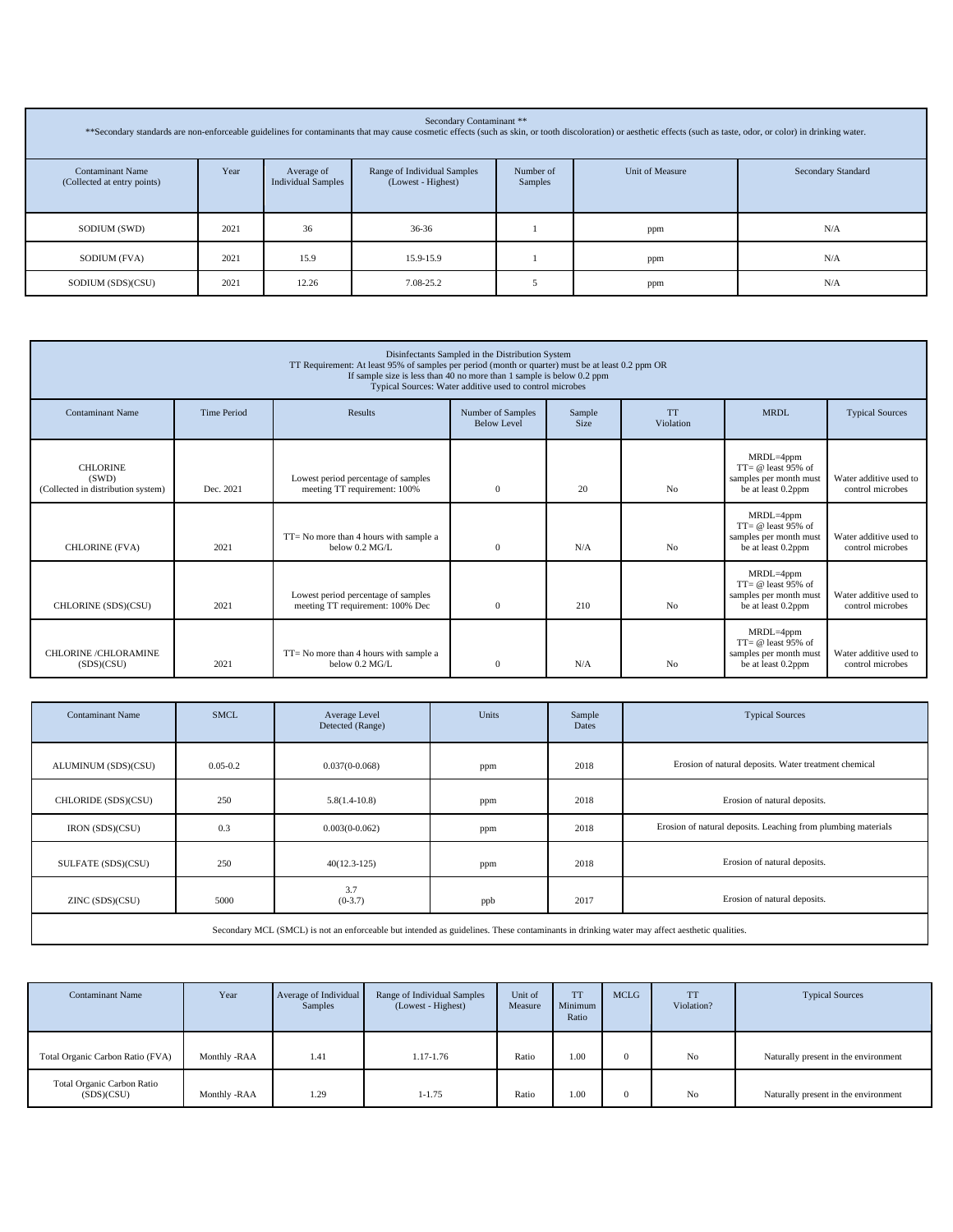| Secondary Contaminant ** | | | | | | |
|---|---|---|---|---|---|---|
| **Secondary standards are non-enforceable guidelines for contaminants that may cause cosmetic effects (such as skin, or tooth discoloration) or aesthetic effects (such as taste, odor, or color) in drinking water. | | | | | | |
| Contaminant Name (Collected at entry points) | Year | Average of Individual Samples | Range of Individual Samples (Lowest - Highest) | Number of Samples | Unit of Measure | Secondary Standard |
| SODIUM (SWD) | 2021 | 36 | 36-36 | 1 | ppm | N/A |
| SODIUM (FVA) | 2021 | 15.9 | 15.9-15.9 | 1 | ppm | N/A |
| SODIUM (SDS)(CSU) | 2021 | 12.26 | 7.08-25.2 | 5 | ppm | N/A |

| Disinfectants Sampled in the Distribution System<br>TT Requirement: At least 95% of samples per period (month or quarter) must be at least 0.2 ppm OR<br>If sample size is less than 40 no more than 1 sample is below 0.2 ppm<br>Typical Sources: Water additive used to control microbes | | | | | | | |
|---|---|---|---|---|---|---|---|
| Contaminant Name | Time Period | Results | Number of Samples Below Level | Sample Size | TT Violation | MRDL | Typical Sources |
| CHLORINE (SWD) (Collected in distribution system) | Dec. 2021 | Lowest period percentage of samples meeting TT requirement: 100% | 0 | 20 | No | MRDL=4ppm TT= @ least 95% of samples per month must be at least 0.2ppm | Water additive used to control microbes |
| CHLORINE (FVA) | 2021 | TT= No more than 4 hours with sample a below 0.2 MG/L | 0 | N/A | No | MRDL=4ppm TT= @ least 95% of samples per month must be at least 0.2ppm | Water additive used to control microbes |
| CHLORINE (SDS)(CSU) | 2021 | Lowest period percentage of samples meeting TT requirement: 100% Dec | 0 | 210 | No | MRDL=4ppm TT= @ least 95% of samples per month must be at least 0.2ppm | Water additive used to control microbes |
| CHLORINE /CHLORAMINE (SDS)(CSU) | 2021 | TT= No more than 4 hours with sample a below 0.2 MG/L | 0 | N/A | No | MRDL=4ppm TT= @ least 95% of samples per month must be at least 0.2ppm | Water additive used to control microbes |

| Contaminant Name | SMCL | Average Level Detected (Range) | Units | Sample Dates | Typical Sources |
|---|---|---|---|---|---|
| ALUMINUM (SDS)(CSU) | 0.05-0.2 | 0.037(0-0.068) | ppm | 2018 | Erosion of natural deposits. Water treatment chemical |
| CHLORIDE (SDS)(CSU) | 250 | 5.8(1.4-10.8) | ppm | 2018 | Erosion of natural deposits. |
| IRON (SDS)(CSU) | 0.3 | 0.003(0-0.062) | ppm | 2018 | Erosion of natural deposits. Leaching from plumbing materials |
| SULFATE (SDS)(CSU) | 250 | 40(12.3-125) | ppm | 2018 | Erosion of natural deposits. |
| ZINC (SDS)(CSU) | 5000 | 3.7 (0-3.7) | ppb | 2017 | Erosion of natural deposits. |
| Secondary MCL (SMCL) is not an enforceable but intended as guidelines. These contaminants in drinking water may affect aesthetic qualities. | | | | | |

| Contaminant Name | Year | Average of Individual Samples | Range of Individual Samples (Lowest - Highest) | Unit of Measure | TT Minimum Ratio | MCLG | TT Violation? | Typical Sources |
|---|---|---|---|---|---|---|---|---|
| Total Organic Carbon Ratio (FVA) | Monthly -RAA | 1.41 | 1.17-1.76 | Ratio | 1.00 | 0 | No | Naturally present in the environment |
| Total Organic Carbon Ratio (SDS)(CSU) | Monthly -RAA | 1.29 | 1-1.75 | Ratio | 1.00 | 0 | No | Naturally present in the environment |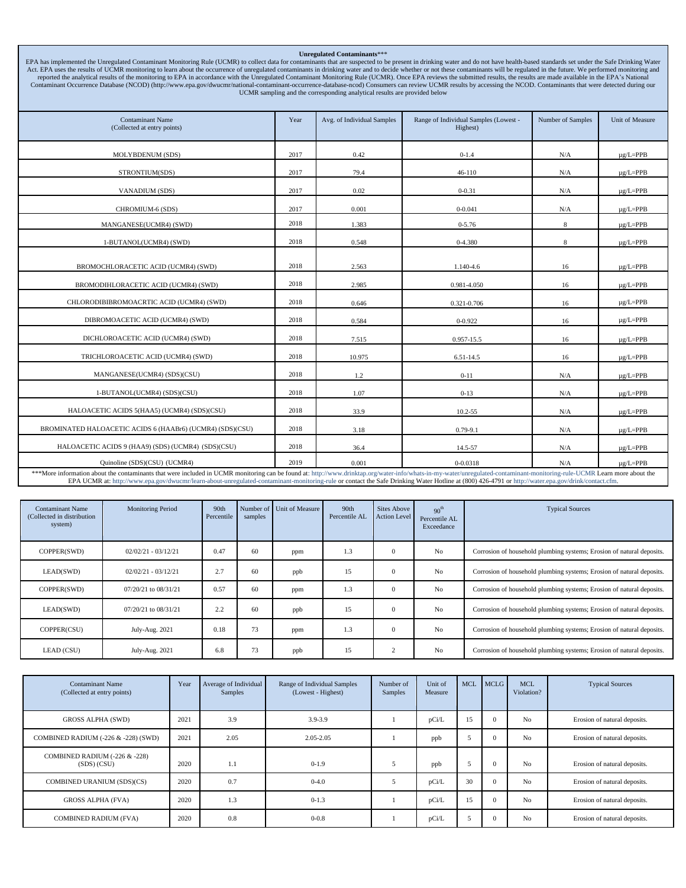**Unregulated Contaminants\*\*\***

EPA has implemented the Unregulated Contaminant Monitoring Rule (UCMR) to collect data for contaminants that are suspected to be present in drinking water and do not have health-based standards set under the Safe Drinking Water Act. EPA uses the results of UCMR monitoring to learn about the occurrence of unregulated contaminants in drinking water and to decide whether or not these contaminants will be regulated in the future. We performed monitoring and reported the analytical results of the monitoring to EPA in accordance with the Unregulated Contaminant Monitoring Rule (UCMR). Once EPA reviews the submitted results, the results are made available in the EPA's National Contaminant Occurrence Database (NCOD) (http://www.epa.gov/dwucmr/national-contaminant-occurrence-database-ncod) Consumers can review UCMR results by accessing the NCOD. Contaminants that were detected during our UCMR sampling and the corresponding analytical results are provided below

| Contaminant Name (Collected at entry points) | Year | Avg. of Individual Samples | Range of Individual Samples (Lowest - Highest) | Number of Samples | Unit of Measure |
|---|---|---|---|---|---|
| MOLYBDENUM (SDS) | 2017 | 0.42 | 0-1.4 | N/A | µg/L=PPB |
| STRONTIUM(SDS) | 2017 | 79.4 | 46-110 | N/A | µg/L=PPB |
| VANADIUM (SDS) | 2017 | 0.02 | 0-0.31 | N/A | µg/L=PPB |
| CHROMIUM-6 (SDS) | 2017 | 0.001 | 0-0.041 | N/A | µg/L=PPB |
| MANGANESE(UCMR4) (SWD) | 2018 | 1.383 | 0-5.76 | 8 | µg/L=PPB |
| 1-BUTANOL(UCMR4) (SWD) | 2018 | 0.548 | 0-4.380 | 8 | µg/L=PPB |
| BROMOCHLORACETIC ACID (UCMR4) (SWD) | 2018 | 2.563 | 1.140-4.6 | 16 | µg/L=PPB |
| BROMODIHLORACETIC ACID (UCMR4) (SWD) | 2018 | 2.985 | 0.981-4.050 | 16 | µg/L=PPB |
| CHLORODIBIBROMOACRTIC ACID (UCMR4) (SWD) | 2018 | 0.646 | 0.321-0.706 | 16 | µg/L=PPB |
| DIBROMOACETIC ACID (UCMR4) (SWD) | 2018 | 0.584 | 0-0.922 | 16 | µg/L=PPB |
| DICHLOROACETIC ACID (UCMR4) (SWD) | 2018 | 7.515 | 0.957-15.5 | 16 | µg/L=PPB |
| TRICHLOROACETIC ACID (UCMR4) (SWD) | 2018 | 10.975 | 6.51-14.5 | 16 | µg/L=PPB |
| MANGANESE(UCMR4) (SDS)(CSU) | 2018 | 1.2 | 0-11 | N/A | µg/L=PPB |
| 1-BUTANOL(UCMR4) (SDS)(CSU) | 2018 | 1.07 | 0-13 | N/A | µg/L=PPB |
| HALOACETIC ACIDS 5(HAA5) (UCMR4) (SDS)(CSU) | 2018 | 33.9 | 10.2-55 | N/A | µg/L=PPB |
| BROMINATED HALOACETIC ACIDS 6 (HAABr6) (UCMR4) (SDS)(CSU) | 2018 | 3.18 | 0.79-9.1 | N/A | µg/L=PPB |
| HALOACETIC ACIDS 9 (HAA9) (SDS) (UCMR4) (SDS)(CSU) | 2018 | 36.4 | 14.5-57 | N/A | µg/L=PPB |
| Quinoline (SDS)(CSU) (UCMR4) | 2019 | 0.001 | 0-0.0318 | N/A | µg/L=PPB |

\*\*\*More information about the contaminants that were included in UCMR monitoring can be found at: http://www.drinktap.org/water-info/whats-in-my-water/unregulated-contaminant-monitoring-rule-UCMR Learn more about the EPA UCMR at: http://www.epa.gov/dwucmr/learn-about-unregulated-contaminant-monitoring-rule or contact the Safe Drinking Water Hotline at (800) 426-4791 or http://water.epa.gov/drink/contact.cfm.

| Contaminant Name (Collected in distribution system) | Monitoring Period | 90th Percentile | Number of samples | Unit of Measure | 90th Percentile AL | Sites Above Action Level | 90th Percentile AL Exceedance | Typical Sources |
|---|---|---|---|---|---|---|---|---|
| COPPER(SWD) | 02/02/21 - 03/12/21 | 0.47 | 60 | ppm | 1.3 | 0 | No | Corrosion of household plumbing systems; Erosion of natural deposits. |
| LEAD(SWD) | 02/02/21 - 03/12/21 | 2.7 | 60 | ppb | 15 | 0 | No | Corrosion of household plumbing systems; Erosion of natural deposits. |
| COPPER(SWD) | 07/20/21 to 08/31/21 | 0.57 | 60 | ppm | 1.3 | 0 | No | Corrosion of household plumbing systems; Erosion of natural deposits. |
| LEAD(SWD) | 07/20/21 to 08/31/21 | 2.2 | 60 | ppb | 15 | 0 | No | Corrosion of household plumbing systems; Erosion of natural deposits. |
| COPPER(CSU) | July-Aug. 2021 | 0.18 | 73 | ppm | 1.3 | 0 | No | Corrosion of household plumbing systems; Erosion of natural deposits. |
| LEAD (CSU) | July-Aug. 2021 | 6.8 | 73 | ppb | 15 | 2 | No | Corrosion of household plumbing systems; Erosion of natural deposits. |

| Contaminant Name (Collected at entry points) | Year | Average of Individual Samples | Range of Individual Samples (Lowest - Highest) | Number of Samples | Unit of Measure | MCL | MCLG | MCL Violation? | Typical Sources |
|---|---|---|---|---|---|---|---|---|---|
| GROSS ALPHA (SWD) | 2021 | 3.9 | 3.9-3.9 | 1 | pCi/L | 15 | 0 | No | Erosion of natural deposits. |
| COMBINED RADIUM (-226 & -228) (SWD) | 2021 | 2.05 | 2.05-2.05 | 1 | ppb | 5 | 0 | No | Erosion of natural deposits. |
| COMBINED RADIUM (-226 & -228) (SDS) (CSU) | 2020 | 1.1 | 0-1.9 | 5 | ppb | 5 | 0 | No | Erosion of natural deposits. |
| COMBINED URANIUM (SDS)(CS) | 2020 | 0.7 | 0-4.0 | 5 | pCi/L | 30 | 0 | No | Erosion of natural deposits. |
| GROSS ALPHA (FVA) | 2020 | 1.3 | 0-1.3 | 1 | pCi/L | 15 | 0 | No | Erosion of natural deposits. |
| COMBINED RADIUM (FVA) | 2020 | 0.8 | 0-0.8 | 1 | pCi/L | 5 | 0 | No | Erosion of natural deposits. |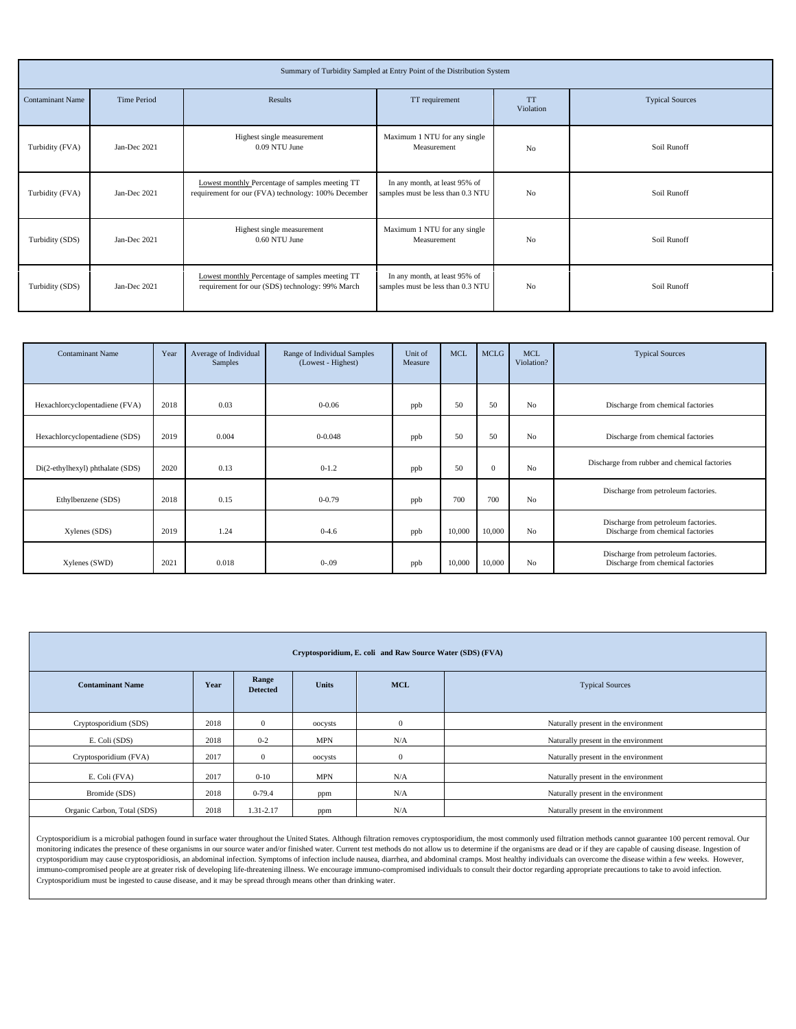| Summary of Turbidity Sampled at Entry Point of the Distribution System | | | | | |
|---|---|---|---|---|---|
| Contaminant Name | Time Period | Results | TT requirement | TT Violation | Typical Sources |
| Turbidity (FVA) | Jan-Dec 2021 | Highest single measurement 0.09 NTU June | Maximum 1 NTU for any single Measurement | No | Soil Runoff |
| Turbidity (FVA) | Jan-Dec 2021 | Lowest monthly Percentage of samples meeting TT requirement for our (FVA) technology: 100% December | In any month, at least 95% of samples must be less than 0.3 NTU | No | Soil Runoff |
| Turbidity (SDS) | Jan-Dec 2021 | Highest single measurement 0.60 NTU June | Maximum 1 NTU for any single Measurement | No | Soil Runoff |
| Turbidity (SDS) | Jan-Dec 2021 | Lowest monthly Percentage of samples meeting TT requirement for our (SDS) technology: 99% March | In any month, at least 95% of samples must be less than 0.3 NTU | No | Soil Runoff |

| Contaminant Name | Year | Average of Individual Samples | Range of Individual Samples (Lowest - Highest) | Unit of Measure | MCL | MCLG | MCL Violation? | Typical Sources |
|---|---|---|---|---|---|---|---|---|
| Hexachlorcyclopentadiene (FVA) | 2018 | 0.03 | 0-0.06 | ppb | 50 | 50 | No | Discharge from chemical factories |
| Hexachlorcyclopentadiene (SDS) | 2019 | 0.004 | 0-0.048 | ppb | 50 | 50 | No | Discharge from chemical factories |
| Di(2-ethylhexyl) phthalate (SDS) | 2020 | 0.13 | 0-1.2 | ppb | 50 | 0 | No | Discharge from rubber and chemical factories |
| Ethylbenzene (SDS) | 2018 | 0.15 | 0-0.79 | ppb | 700 | 700 | No | Discharge from petroleum factories. |
| Xylenes (SDS) | 2019 | 1.24 | 0-4.6 | ppb | 10,000 | 10,000 | No | Discharge from petroleum factories. Discharge from chemical factories |
| Xylenes (SWD) | 2021 | 0.018 | 0-.09 | ppb | 10,000 | 10,000 | No | Discharge from petroleum factories. Discharge from chemical factories |

| **Cryptosporidium, E. coli and Raw Source Water (SDS) (FVA)** | | | | | |
|---|---|---|---|---|---|
| **Contaminant Name** | **Year** | **Range Detected** | **Units** | **MCL** | Typical Sources |
| Cryptosporidium (SDS) | 2018 | 0 | oocysts | 0 | Naturally present in the environment |
| E. Coli (SDS) | 2018 | 0-2 | MPN | N/A | Naturally present in the environment |
| Cryptosporidium (FVA) | 2017 | 0 | oocysts | 0 | Naturally present in the environment |
| E. Coli (FVA) | 2017 | 0-10 | MPN | N/A | Naturally present in the environment |
| Bromide (SDS) | 2018 | 0-79.4 | ppm | N/A | Naturally present in the environment |
| Organic Carbon, Total (SDS) | 2018 | 1.31-2.17 | ppm | N/A | Naturally present in the environment |

Cryptosporidium is a microbial pathogen found in surface water throughout the United States. Although filtration removes cryptosporidium, the most commonly used filtration methods cannot guarantee 100 percent removal. Our monitoring indicates the presence of these organisms in our source water and/or finished water. Current test methods do not allow us to determine if the organisms are dead or if they are capable of causing disease. Ingestion of cryptosporidium may cause cryptosporidiosis, an abdominal infection. Symptoms of infection include nausea, diarrhea, and abdominal cramps. Most healthy individuals can overcome the disease within a few weeks. However, immuno-compromised people are at greater risk of developing life-threatening illness. We encourage immuno-compromised individuals to consult their doctor regarding appropriate precautions to take to avoid infection. Cryptosporidium must be ingested to cause disease, and it may be spread through means other than drinking water.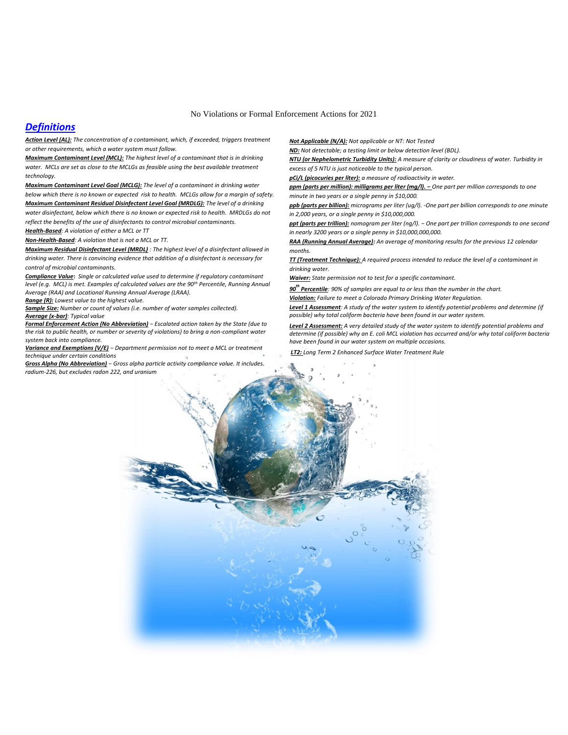No Violations or Formal Enforcement Actions for 2021

## *Definitions*

***Action Level (AL):*** *The concentration of a contaminant, which, if exceeded, triggers treatment or other requirements, which a water system must follow.*

***Maximum Contaminant Level (MCL):*** *The highest level of a contaminant that is in drinking water. MCLs are set as close to the MCLGs as feasible using the best available treatment technology.*

***Maximum Contaminant Level Goal (MCLG):*** *The level of a contaminant in drinking water below which there is no known or expected risk to health. MCLGs allow for a margin of safety.*

***Maximum Contaminant Residual Disinfectant Level Goal (MRDLG):*** *The level of a drinking water disinfectant, below which there is no known or expected risk to health. MRDLGs do not reflect the benefits of the use of disinfectants to control microbial contaminants.*

***Health-Based****: A violation of either a MCL or TT*

***Non-Health-Based****: A violation that is not a MCL or TT.*

***Maximum Residual Disinfectant Level (MRDL)*** *: The highest level of a disinfectant allowed in drinking water. There is convincing evidence that addition of a disinfectant is necessary for control of microbial contaminants.*

***Compliance Value*****:** *Single or calculated value used to determine if regulatory contaminant level (e.g. MCL) is met. Examples of calculated values are the 90th Percentile, Running Annual Average (RAA) and Locational Running Annual Average (LRAA).*

***Range (R):*** *Lowest value to the highest value.*

***Sample Size:*** *Number or count of values (i.e. number of water samples collected).*

***Average (x-bar)****: Typical value*

***Formal Enforcement Action (No Abbreviation)*** *– Escalated action taken by the State (due to the risk to public health, or number or severity of violations) to bring a non-compliant water system back into compliance.*

***Variance and Exemptions (V/E)*** *– Department permission not to meet a MCL or treatment technique under certain conditions*

***Gross Alpha (No Abbreviation)*** *– Gross alpha particle activity compliance value. It includes radium-226, but excludes radon 222, and uranium*

***Not Applicable (N/A):*** *Not applicable or NT: Not Tested*

***ND:*** *Not detectable; a testing limit or below detection level (BDL).*

***NTU (or Nephelometric Turbidity Units):*** *A measure of clarity or cloudiness of water. Turbidity in excess of 5 NTU is just noticeable to the typical person.*

***pCi/L (picocuries per liter):*** *a measure of radioactivity in water.*

***ppm (parts per million): milligrams per liter (mg/l). –*** *One part per million corresponds to one minute in two years or a single penny in $10,000.*

***ppb (parts per billion):*** *micrograms per liter (ug/l). -One part per billion corresponds to one minute in 2,000 years, or a single penny in $10,000,000.*

***ppt (parts per trillion):*** *nomogram per liter (ng/l). – One part per trillion corresponds to one second in nearly 3200 years or a single penny in $10,000,000,000.*

***RAA (Running Annual Average):*** *An average of monitoring results for the previous 12 calendar months.*

***TT (Treatment Technique):*** *A required process intended to reduce the level of a contaminant in drinking water.*

***Waiver:*** *State permission not to test for a specific contaminant.*

***90th Percentile****: 90% of samples are equal to or less than the number in the chart.*

***Violation:*** *Failure to meet a Colorado Primary Drinking Water Regulation.*

***Level 1 Assessment****: A study of the water system to identify potential problems and determine (if possible) why total coliform bacteria have been found in our water system.*

***Level 2 Assessment:*** *A very detailed study of the water system to identify potential problems and determine (if possible) why an E. coli MCL violation has occurred and/or why total coliform bacteria have been found in our water system on multiple occasions.*

***LT2:*** *Long Term 2 Enhanced Surface Water Treatment Rule*